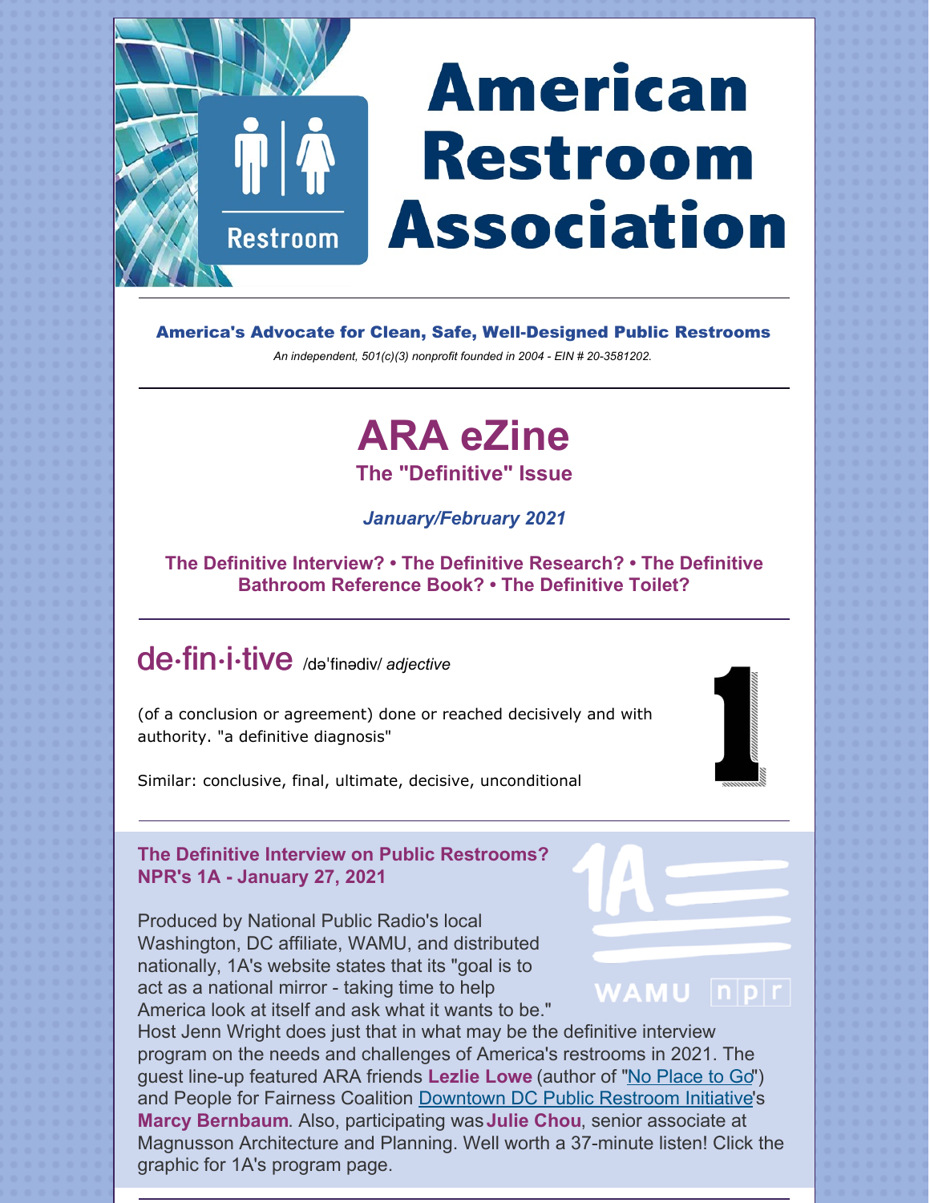# American Restroom Association

**America's Advocate for Clean, Safe, Well-Designed Public Restrooms**

*An independent, 501(c)(3) nonprofit founded in 2004 - EIN # 20-3581202.*

---

# ARA eZine

## The "Definitive" Issue

***January/February 2021***

**The Definitive Interview? • The Definitive Research? • The Definitive Bathroom Reference Book? • The Definitive Toilet?**

---

## de·fin·i·tive /dəˈfinədiv/ *adjective*

(of a conclusion or agreement) done or reached decisively and with authority. "a definitive diagnosis"

Similar: conclusive, final, ultimate, decisive, unconditional

---

### The Definitive Interview on Public Restrooms? NPR's 1A - January 27, 2021

Produced by National Public Radio's local Washington, DC affiliate, WAMU, and distributed nationally, 1A's website states that its "goal is to act as a national mirror - taking time to help America look at itself and ask what it wants to be." Host Jenn Wright does just that in what may be the definitive interview program on the needs and challenges of America's restrooms in 2021. The guest line-up featured ARA friends **Lezlie Lowe** (author of "No Place to Go") and People for Fairness Coalition Downtown DC Public Restroom Initiative's **Marcy Bernbaum**. Also, participating was **Julie Chou**, senior associate at Magnusson Architecture and Planning. Well worth a 37-minute listen! Click the graphic for 1A's program page.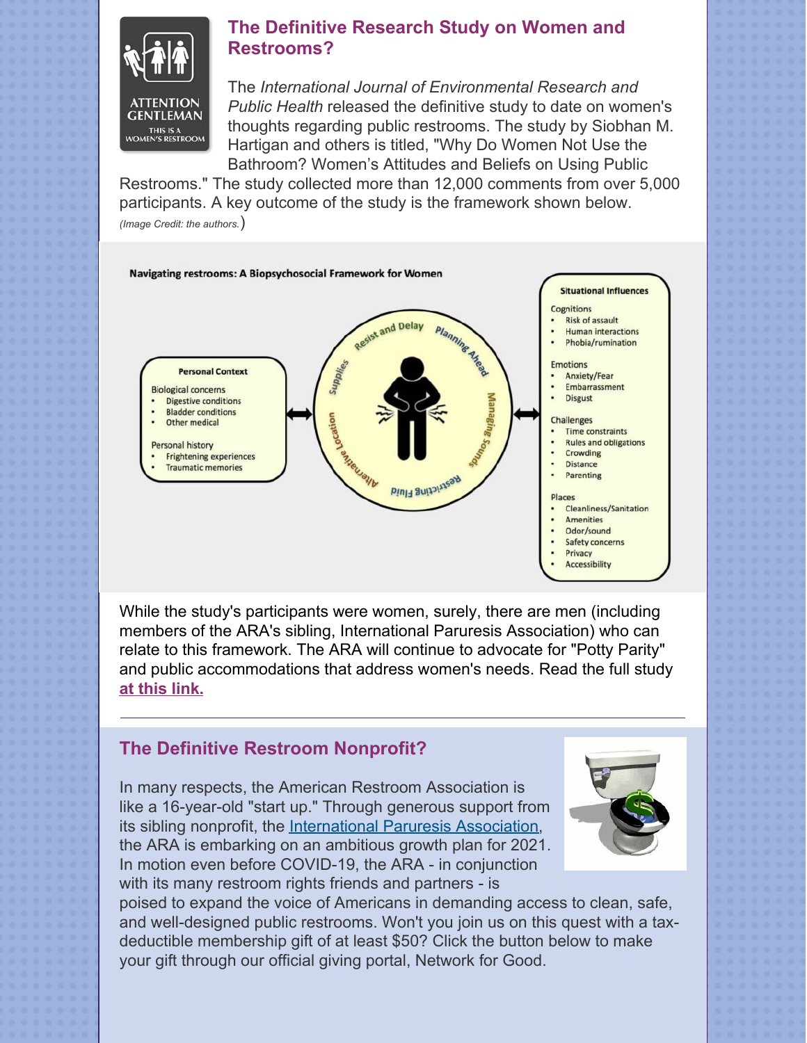## The Definitive Research Study on Women and Restrooms?

The *International Journal of Environmental Research and Public Health* released the definitive study to date on women's thoughts regarding public restrooms. The study by Siobhan M. Hartigan and others is titled, "Why Do Women Not Use the Bathroom? Women's Attitudes and Beliefs on Using Public Restrooms." The study collected more than 12,000 comments from over 5,000 participants. A key outcome of the study is the framework shown below. *(Image Credit: the authors.)*

**Navigating restrooms: A Biopsychosocial Framework for Women**

**Personal Context**

Biological concerns
- Digestive conditions
- Bladder conditions
- Other medical

Personal history
- Frightening experiences
- Traumatic memories

Resist and Delay · Planning Ahead · Managing Sounds · Restricting Fluid · Alternative Location · Supplies

**Situational Influences**

Cognitions
- Risk of assault
- Human interactions
- Phobia/rumination

Emotions
- Anxiety/Fear
- Embarrassment
- Disgust

Challenges
- Time constraints
- Rules and obligations
- Crowding
- Distance
- Parenting

Places
- Cleanliness/Sanitation
- Amenities
- Odor/sound
- Safety concerns
- Privacy
- Accessibility

While the study's participants were women, surely, there are men (including members of the ARA's sibling, International Paruresis Association) who can relate to this framework. The ARA will continue to advocate for "Potty Parity" and public accommodations that address women's needs. Read the full study **at this link.**

---

## The Definitive Restroom Nonprofit?

In many respects, the American Restroom Association is like a 16-year-old "start up." Through generous support from its sibling nonprofit, the International Paruresis Association, the ARA is embarking on an ambitious growth plan for 2021. In motion even before COVID-19, the ARA - in conjunction with its many restroom rights friends and partners - is poised to expand the voice of Americans in demanding access to clean, safe, and well-designed public restrooms. Won't you join us on this quest with a tax-deductible membership gift of at least $50? Click the button below to make your gift through our official giving portal, Network for Good.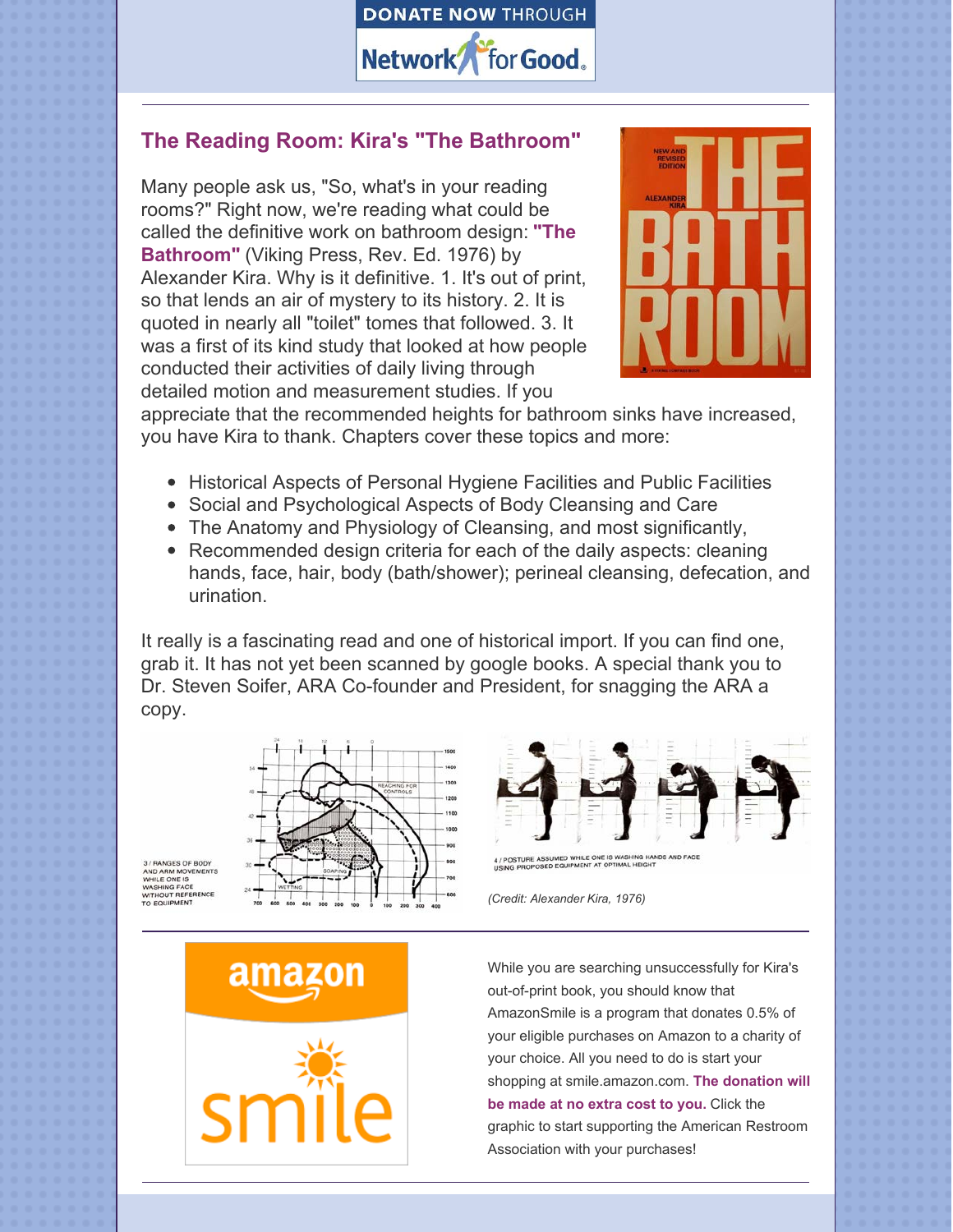DONATE NOW THROUGH Network for Good

## The Reading Room: Kira's "The Bathroom"

Many people ask us, "So, what's in your reading rooms?" Right now, we're reading what could be called the definitive work on bathroom design: **"The Bathroom"** (Viking Press, Rev. Ed. 1976) by Alexander Kira. Why is it definitive. 1. It's out of print, so that lends an air of mystery to its history. 2. It is quoted in nearly all "toilet" tomes that followed. 3. It was a first of its kind study that looked at how people conducted their activities of daily living through detailed motion and measurement studies. If you appreciate that the recommended heights for bathroom sinks have increased, you have Kira to thank. Chapters cover these topics and more:

- Historical Aspects of Personal Hygiene Facilities and Public Facilities
- Social and Psychological Aspects of Body Cleansing and Care
- The Anatomy and Physiology of Cleansing, and most significantly,
- Recommended design criteria for each of the daily aspects: cleaning hands, face, hair, body (bath/shower); perineal cleansing, defecation, and urination.

It really is a fascinating read and one of historical import. If you can find one, grab it. It has not yet been scanned by google books. A special thank you to Dr. Steven Soifer, ARA Co-founder and President, for snagging the ARA a copy.

3 / RANGES OF BODY AND ARM MOVEMENTS WHILE ONE IS WASHING FACE WITHOUT REFERENCE TO EQUIPMENT

4 / POSTURE ASSUMED WHILE ONE IS WASHING HANDS AND FACE USING PROPOSED EQUIPMENT AT OPTIMAL HEIGHT

*(Credit: Alexander Kira, 1976)*

---

While you are searching unsuccessfully for Kira's out-of-print book, you should know that AmazonSmile is a program that donates 0.5% of your eligible purchases on Amazon to a charity of your choice. All you need to do is start your shopping at smile.amazon.com. **The donation will be made at no extra cost to you.** Click the graphic to start supporting the American Restroom Association with your purchases!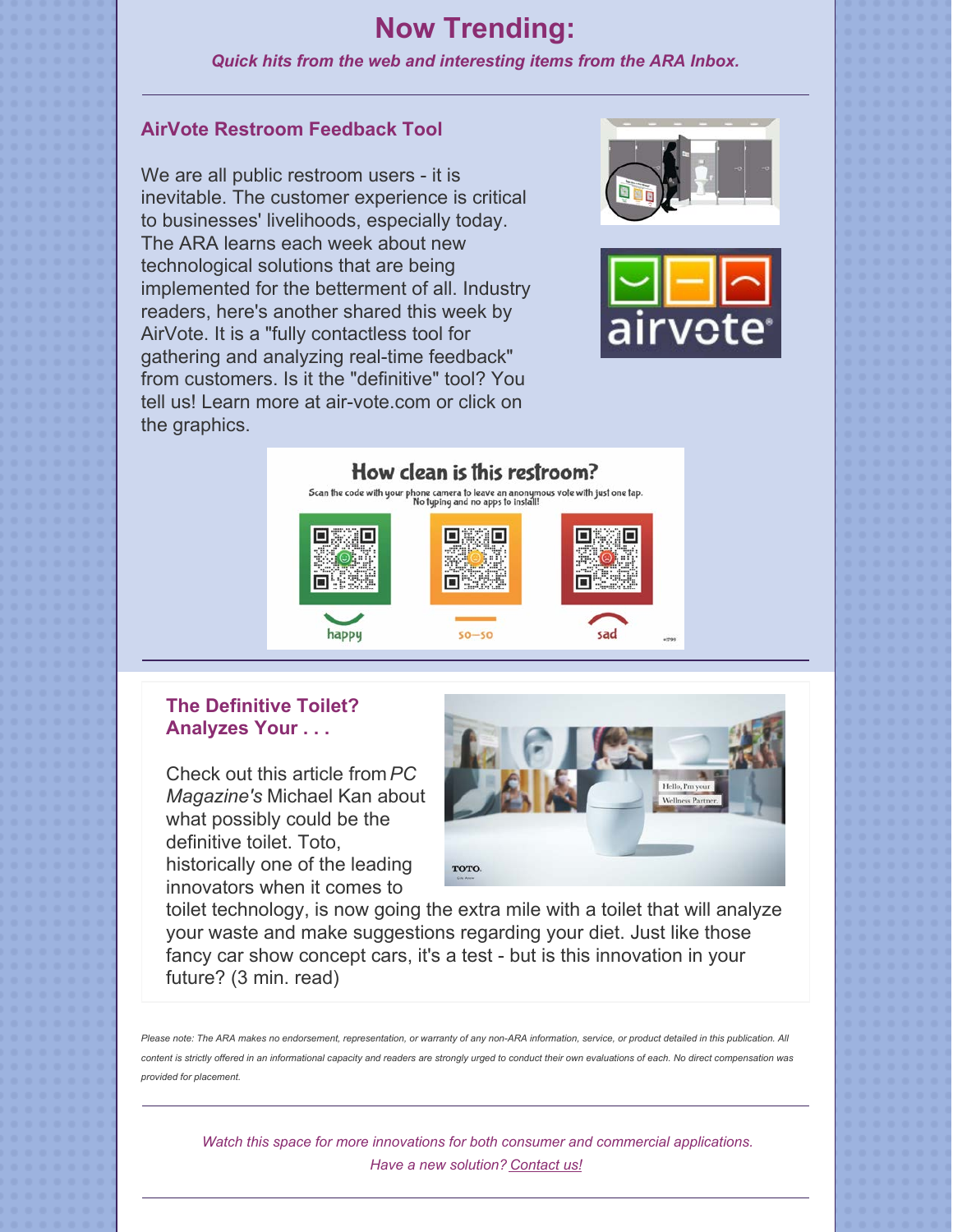# Now Trending:

*Quick hits from the web and interesting items from the ARA Inbox.*

---

## AirVote Restroom Feedback Tool

We are all public restroom users - it is inevitable. The customer experience is critical to businesses' livelihoods, especially today. The ARA learns each week about new technological solutions that are being implemented for the betterment of all. Industry readers, here's another shared this week by AirVote. It is a "fully contactless tool for gathering and analyzing real-time feedback" from customers. Is it the "definitive" tool? You tell us! Learn more at air-vote.com or click on the graphics.

---

## The Definitive Toilet? Analyzes Your . . .

Check out this article from *PC Magazine's* Michael Kan about what possibly could be the definitive toilet. Toto, historically one of the leading innovators when it comes to toilet technology, is now going the extra mile with a toilet that will analyze your waste and make suggestions regarding your diet. Just like those fancy car show concept cars, it's a test - but is this innovation in your future? (3 min. read)

*Please note: The ARA makes no endorsement, representation, or warranty of any non-ARA information, service, or product detailed in this publication. All content is strictly offered in an informational capacity and readers are strongly urged to conduct their own evaluations of each. No direct compensation was provided for placement.*

---

*Watch this space for more innovations for both consumer and commercial applications.*
*Have a new solution? Contact us!*

---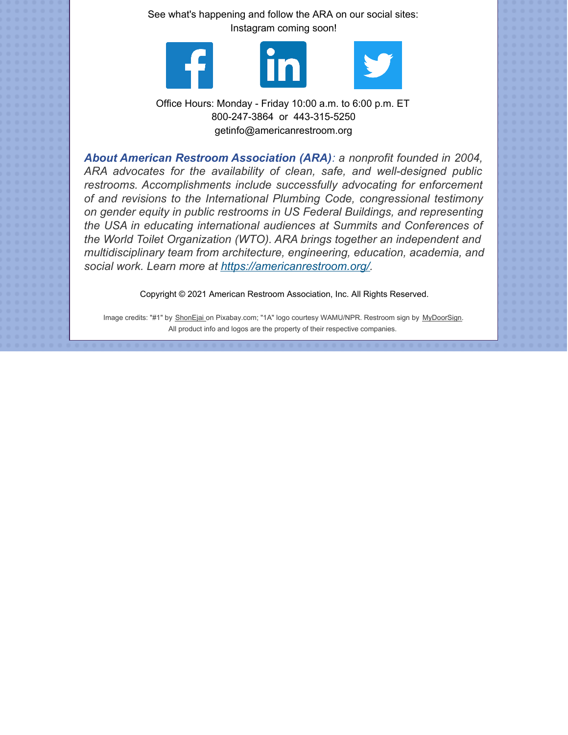See what's happening and follow the ARA on our social sites:
Instagram coming soon!

Office Hours: Monday - Friday 10:00 a.m. to 6:00 p.m. ET
800-247-3864 or 443-315-5250
getinfo@americanrestroom.org

***About American Restroom Association (ARA)****: a nonprofit founded in 2004, ARA advocates for the availability of clean, safe, and well-designed public restrooms. Accomplishments include successfully advocating for enforcement of and revisions to the International Plumbing Code, congressional testimony on gender equity in public restrooms in US Federal Buildings, and representing the USA in educating international audiences at Summits and Conferences of the World Toilet Organization (WTO). ARA brings together an independent and multidisciplinary team from architecture, engineering, education, academia, and social work. Learn more at https://americanrestroom.org/.*

Copyright © 2021 American Restroom Association, Inc. All Rights Reserved.

Image credits: "#1" by ShonEjai on Pixabay.com; "1A" logo courtesy WAMU/NPR. Restroom sign by MyDoorSign.
All product info and logos are the property of their respective companies.